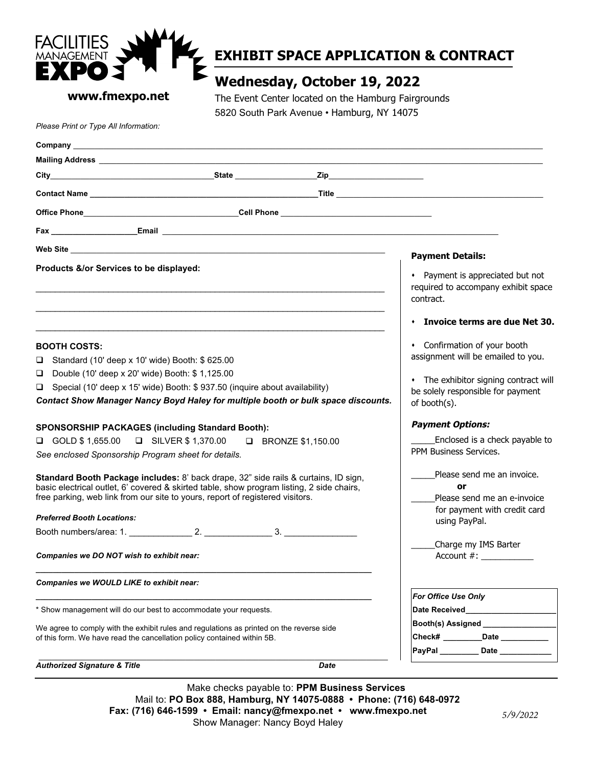**FACILITIES MANAGEMENT EXPO**

**www.fmexpo.net**

# EXHIBIT SPACE APPLICATION & CONTRACT

## Wednesday, October 19, 2022

The Event Center located on the Hamburg Fairgrounds
5820 South Park Avenue • Hamburg, NY 14075

*Please Print or Type All Information:*

**Company** ______________________________________________

**Mailing Address** ______________________________________________

**City**____________________ **State** ____________ **Zip**____________

**Contact Name** ______________________________ **Title** ______________________

**Office Phone**____________________ **Cell Phone** ____________________

**Fax** ____________ **Email** ______________________________

**Web Site** ______________________________________________

**Products &/or Services to be displayed:**

______________________________________________

______________________________________________

______________________________________________

**BOOTH COSTS:**

- ❑ Standard (10' deep x 10' wide) Booth: $ 625.00
- ❑ Double (10' deep x 20' wide) Booth: $ 1,125.00
- ❑ Special (10' deep x 15' wide) Booth: $ 937.50 (inquire about availability)

***Contact Show Manager Nancy Boyd Haley for multiple booth or bulk space discounts.***

**SPONSORSHIP PACKAGES (including Standard Booth):**

❑ GOLD $ 1,655.00 ❑ SILVER $ 1,370.00 ❑ BRONZE $1,150.00

*See enclosed Sponsorship Program sheet for details.*

**Standard Booth Package includes:** 8' back drape, 32" side rails & curtains, ID sign, basic electrical outlet, 6' covered & skirted table, show program listing, 2 side chairs, free parking, web link from our site to yours, report of registered visitors.

***Preferred Booth Locations:***

Booth numbers/area: 1. ____________ 2. ____________ 3. ____________

***Companies we DO NOT wish to exhibit near:***

______________________________________________

***Companies we WOULD LIKE to exhibit near:***

______________________________________________

\* Show management will do our best to accommodate your requests.

We agree to comply with the exhibit rules and regulations as printed on the reverse side of this form. We have read the cancellation policy contained within 5B.

______________________________________________

***Authorized Signature & Title*** ***Date***

**Payment Details:**

- Payment is appreciated but not required to accompany exhibit space contract.
- **Invoice terms are due Net 30.**
- Confirmation of your booth assignment will be emailed to you.
- The exhibitor signing contract will be solely responsible for payment of booth(s).

***Payment Options:***

_____Enclosed is a check payable to PPM Business Services.

_____Please send me an invoice.

**or**

_____Please send me an e-invoice for payment with credit card using PayPal.

_____Charge my IMS Barter Account #: ___________

| *For Office Use Only* |
|---|
| **Date Received**____________ |
| **Booth(s) Assigned** ____________ |
| **Check#** ________ **Date** ________ |
| **PayPal** ________ **Date** ________ |

Make checks payable to: **PPM Business Services**
Mail to: **PO Box 888, Hamburg, NY 14075-0888 • Phone: (716) 648-0972**
**Fax: (716) 646-1599 • Email: nancy@fmexpo.net • www.fmexpo.net**
Show Manager: Nancy Boyd Haley

*5/9/2022*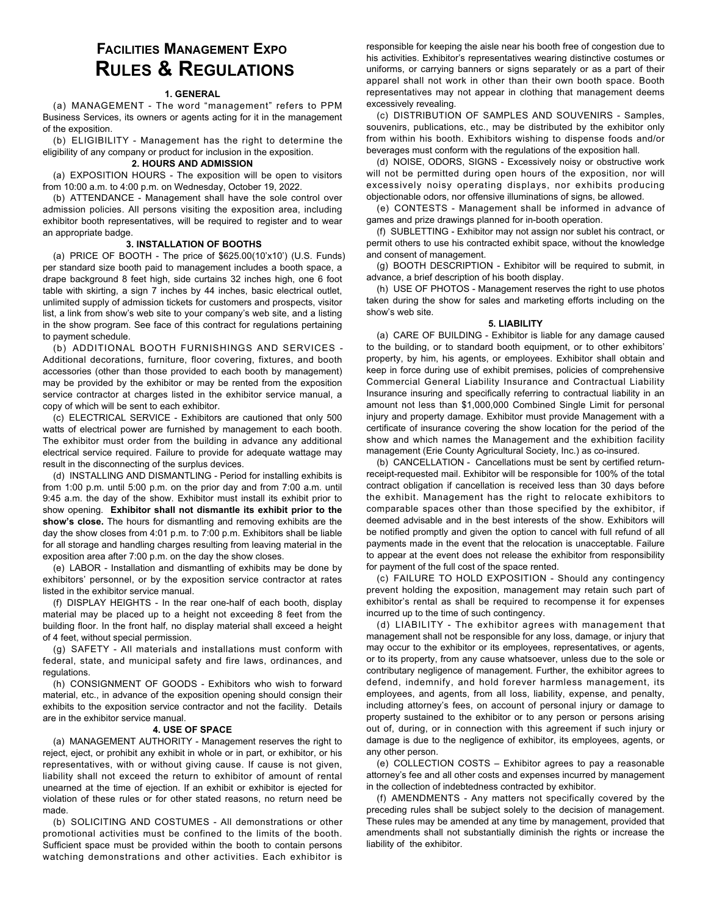# Facilities Management Expo
# Rules & Regulations

### 1. GENERAL

(a) MANAGEMENT - The word "management" refers to PPM Business Services, its owners or agents acting for it in the management of the exposition.

(b) ELIGIBILITY - Management has the right to determine the eligibility of any company or product for inclusion in the exposition.

### 2. HOURS AND ADMISSION

(a) EXPOSITION HOURS - The exposition will be open to visitors from 10:00 a.m. to 4:00 p.m. on Wednesday, October 19, 2022.

(b) ATTENDANCE - Management shall have the sole control over admission policies. All persons visiting the exposition area, including exhibitor booth representatives, will be required to register and to wear an appropriate badge.

### 3. INSTALLATION OF BOOTHS

(a) PRICE OF BOOTH - The price of $625.00(10'x10') (U.S. Funds) per standard size booth paid to management includes a booth space, a drape background 8 feet high, side curtains 32 inches high, one 6 foot table with skirting, a sign 7 inches by 44 inches, basic electrical outlet, unlimited supply of admission tickets for customers and prospects, visitor list, a link from show's web site to your company's web site, and a listing in the show program. See face of this contract for regulations pertaining to payment schedule.

(b) ADDITIONAL BOOTH FURNISHINGS AND SERVICES - Additional decorations, furniture, floor covering, fixtures, and booth accessories (other than those provided to each booth by management) may be provided by the exhibitor or may be rented from the exposition service contractor at charges listed in the exhibitor service manual, a copy of which will be sent to each exhibitor.

(c) ELECTRICAL SERVICE - Exhibitors are cautioned that only 500 watts of electrical power are furnished by management to each booth. The exhibitor must order from the building in advance any additional electrical service required. Failure to provide for adequate wattage may result in the disconnecting of the surplus devices.

(d) INSTALLING AND DISMANTLING - Period for installing exhibits is from 1:00 p.m. until 5:00 p.m. on the prior day and from 7:00 a.m. until 9:45 a.m. the day of the show. Exhibitor must install its exhibit prior to show opening. **Exhibitor shall not dismantle its exhibit prior to the show's close.** The hours for dismantling and removing exhibits are the day the show closes from 4:01 p.m. to 7:00 p.m. Exhibitors shall be liable for all storage and handling charges resulting from leaving material in the exposition area after 7:00 p.m. on the day the show closes.

(e) LABOR - Installation and dismantling of exhibits may be done by exhibitors' personnel, or by the exposition service contractor at rates listed in the exhibitor service manual.

(f) DISPLAY HEIGHTS - In the rear one-half of each booth, display material may be placed up to a height not exceeding 8 feet from the building floor. In the front half, no display material shall exceed a height of 4 feet, without special permission.

(g) SAFETY - All materials and installations must conform with federal, state, and municipal safety and fire laws, ordinances, and regulations.

(h) CONSIGNMENT OF GOODS - Exhibitors who wish to forward material, etc., in advance of the exposition opening should consign their exhibits to the exposition service contractor and not the facility. Details are in the exhibitor service manual.

### 4. USE OF SPACE

(a) MANAGEMENT AUTHORITY - Management reserves the right to reject, eject, or prohibit any exhibit in whole or in part, or exhibitor, or his representatives, with or without giving cause. If cause is not given, liability shall not exceed the return to exhibitor of amount of rental unearned at the time of ejection. If an exhibit or exhibitor is ejected for violation of these rules or for other stated reasons, no return need be made.

(b) SOLICITING AND COSTUMES - All demonstrations or other promotional activities must be confined to the limits of the booth. Sufficient space must be provided within the booth to contain persons watching demonstrations and other activities. Each exhibitor is responsible for keeping the aisle near his booth free of congestion due to his activities. Exhibitor's representatives wearing distinctive costumes or uniforms, or carrying banners or signs separately or as a part of their apparel shall not work in other than their own booth space. Booth representatives may not appear in clothing that management deems excessively revealing.

(c) DISTRIBUTION OF SAMPLES AND SOUVENIRS - Samples, souvenirs, publications, etc., may be distributed by the exhibitor only from within his booth. Exhibitors wishing to dispense foods and/or beverages must conform with the regulations of the exposition hall.

(d) NOISE, ODORS, SIGNS - Excessively noisy or obstructive work will not be permitted during open hours of the exposition, nor will excessively noisy operating displays, nor exhibits producing objectionable odors, nor offensive illuminations of signs, be allowed.

(e) CONTESTS - Management shall be informed in advance of games and prize drawings planned for in-booth operation.

(f) SUBLETTING - Exhibitor may not assign nor sublet his contract, or permit others to use his contracted exhibit space, without the knowledge and consent of management.

(g) BOOTH DESCRIPTION - Exhibitor will be required to submit, in advance, a brief description of his booth display.

(h) USE OF PHOTOS - Management reserves the right to use photos taken during the show for sales and marketing efforts including on the show's web site.

### 5. LIABILITY

(a) CARE OF BUILDING - Exhibitor is liable for any damage caused to the building, or to standard booth equipment, or to other exhibitors' property, by him, his agents, or employees. Exhibitor shall obtain and keep in force during use of exhibit premises, policies of comprehensive Commercial General Liability Insurance and Contractual Liability Insurance insuring and specifically referring to contractual liability in an amount not less than $1,000,000 Combined Single Limit for personal injury and property damage. Exhibitor must provide Management with a certificate of insurance covering the show location for the period of the show and which names the Management and the exhibition facility management (Erie County Agricultural Society, Inc.) as co-insured.

(b) CANCELLATION - Cancellations must be sent by certified return-receipt-requested mail. Exhibitor will be responsible for 100% of the total contract obligation if cancellation is received less than 30 days before the exhibit. Management has the right to relocate exhibitors to comparable spaces other than those specified by the exhibitor, if deemed advisable and in the best interests of the show. Exhibitors will be notified promptly and given the option to cancel with full refund of all payments made in the event that the relocation is unacceptable. Failure to appear at the event does not release the exhibitor from responsibility for payment of the full cost of the space rented.

(c) FAILURE TO HOLD EXPOSITION - Should any contingency prevent holding the exposition, management may retain such part of exhibitor's rental as shall be required to recompense it for expenses incurred up to the time of such contingency.

(d) LIABILITY - The exhibitor agrees with management that management shall not be responsible for any loss, damage, or injury that may occur to the exhibitor or its employees, representatives, or agents, or to its property, from any cause whatsoever, unless due to the sole or contributary negligence of management. Further, the exhibitor agrees to defend, indemnify, and hold forever harmless management, its employees, and agents, from all loss, liability, expense, and penalty, including attorney's fees, on account of personal injury or damage to property sustained to the exhibitor or to any person or persons arising out of, during, or in connection with this agreement if such injury or damage is due to the negligence of exhibitor, its employees, agents, or any other person.

(e) COLLECTION COSTS – Exhibitor agrees to pay a reasonable attorney's fee and all other costs and expenses incurred by management in the collection of indebtedness contracted by exhibitor.

(f) AMENDMENTS - Any matters not specifically covered by the preceding rules shall be subject solely to the decision of management. These rules may be amended at any time by management, provided that amendments shall not substantially diminish the rights or increase the liability of the exhibitor.